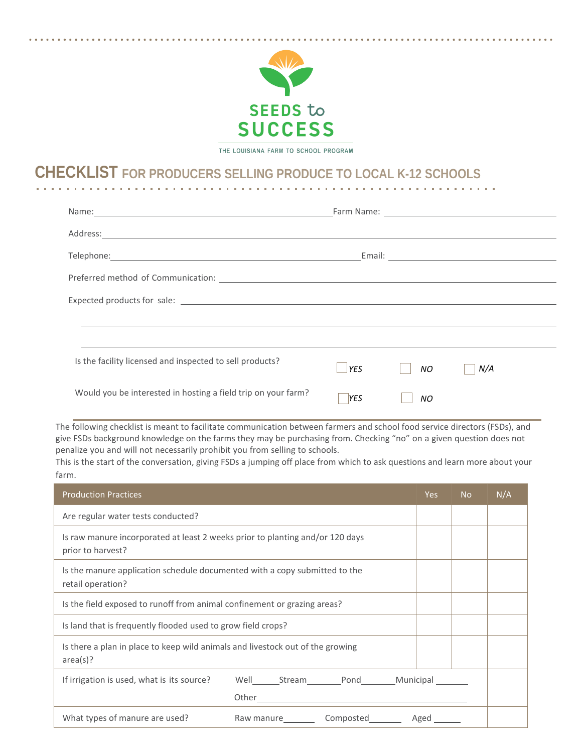SEEDS to SUCCESS

THE LOUISIANA FARM TO SCHOOL PROGRAM

# CHECKLIST FOR PRODUCERS SELLING PRODUCE TO LOCAL K-12 SCHOOLS

Name:______________________________ Farm Name: ______________________________

Address:______________________________________________________________

Telephone:______________________________ Email: ______________________________

Preferred method of Communication: ______________________________________________

Expected products for sale: ______________________________________________

______________________________________________________________

______________________________________________________________

Is the facility licensed and inspected to sell products? ☐ YES ☐ NO ☐ N/A

Would you be interested in hosting a field trip on your farm? ☐ YES ☐ NO

The following checklist is meant to facilitate communication between farmers and school food service directors (FSDs), and give FSDs background knowledge on the farms they may be purchasing from. Checking "no" on a given question does not penalize you and will not necessarily prohibit you from selling to schools.
This is the start of the conversation, giving FSDs a jumping off place from which to ask questions and learn more about your farm.

| Production Practices | Yes | No | N/A |
|---|---|---|---|
| Are regular water tests conducted? | | | |
| Is raw manure incorporated at least 2 weeks prior to planting and/or 120 days prior to harvest? | | | |
| Is the manure application schedule documented with a copy submitted to the retail operation? | | | |
| Is the field exposed to runoff from animal confinement or grazing areas? | | | |
| Is land that is frequently flooded used to grow field crops? | | | |
| Is there a plan in place to keep wild animals and livestock out of the growing area(s)? | | | |
| If irrigation is used, what is its source? Well_____ Stream_______ Pond_______ Municipal _______ Other_______________________________________ | | | |
| What types of manure are used? Raw manure_______ Composted_______ Aged ______ | | | |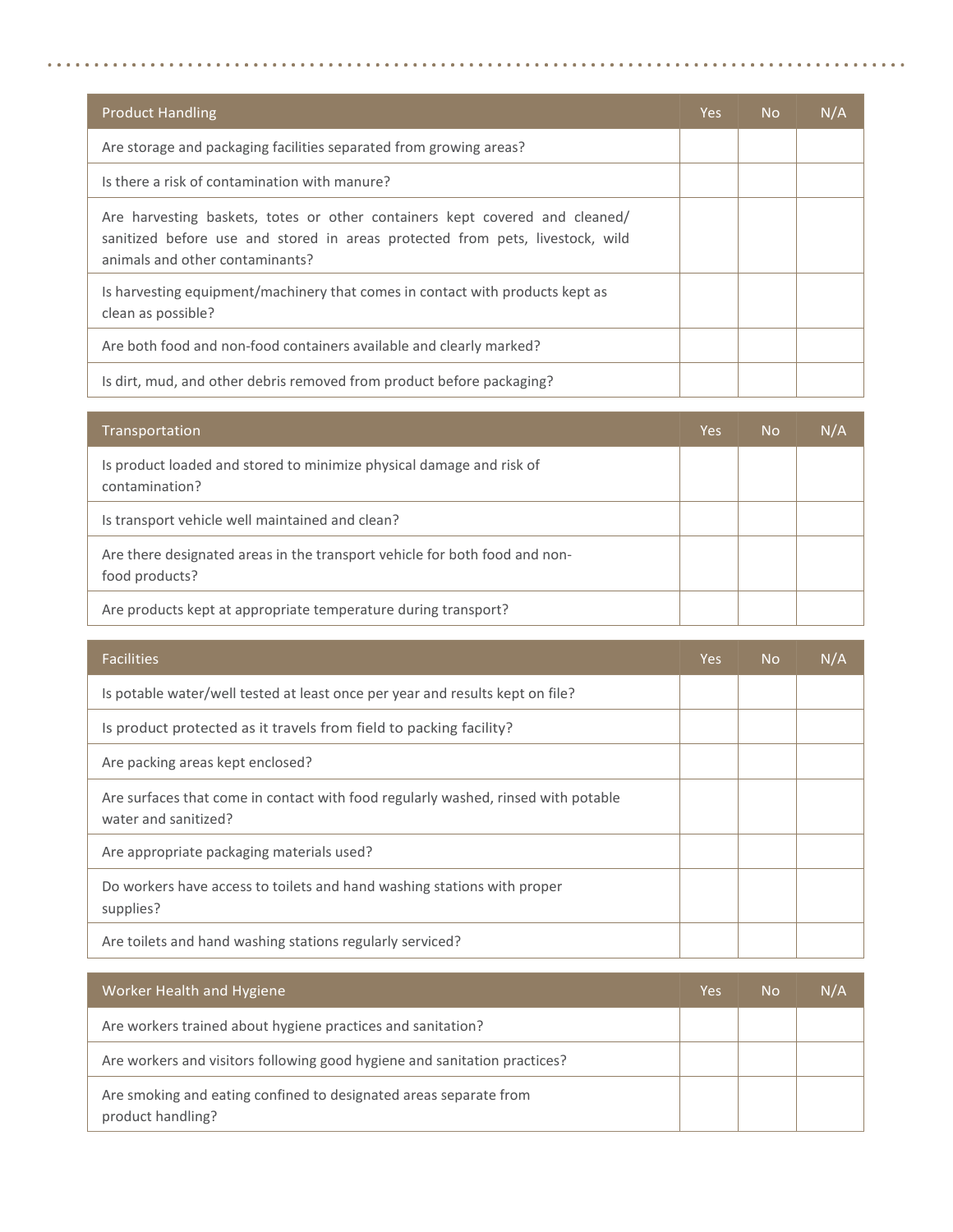| Product Handling | Yes | No | N/A |
|---|---|---|---|
| Are storage and packaging facilities separated from growing areas? | | | |
| Is there a risk of contamination with manure? | | | |
| Are harvesting baskets, totes or other containers kept covered and cleaned/ sanitized before use and stored in areas protected from pets, livestock, wild animals and other contaminants? | | | |
| Is harvesting equipment/machinery that comes in contact with products kept as clean as possible? | | | |
| Are both food and non-food containers available and clearly marked? | | | |
| Is dirt, mud, and other debris removed from product before packaging? | | | |

| Transportation | Yes | No | N/A |
|---|---|---|---|
| Is product loaded and stored to minimize physical damage and risk of contamination? | | | |
| Is transport vehicle well maintained and clean? | | | |
| Are there designated areas in the transport vehicle for both food and non-food products? | | | |
| Are products kept at appropriate temperature during transport? | | | |

| Facilities | Yes | No | N/A |
|---|---|---|---|
| Is potable water/well tested at least once per year and results kept on file? | | | |
| Is product protected as it travels from field to packing facility? | | | |
| Are packing areas kept enclosed? | | | |
| Are surfaces that come in contact with food regularly washed, rinsed with potable water and sanitized? | | | |
| Are appropriate packaging materials used? | | | |
| Do workers have access to toilets and hand washing stations with proper supplies? | | | |
| Are toilets and hand washing stations regularly serviced? | | | |

| Worker Health and Hygiene | Yes | No | N/A |
|---|---|---|---|
| Are workers trained about hygiene practices and sanitation? | | | |
| Are workers and visitors following good hygiene and sanitation practices? | | | |
| Are smoking and eating confined to designated areas separate from product handling? | | | |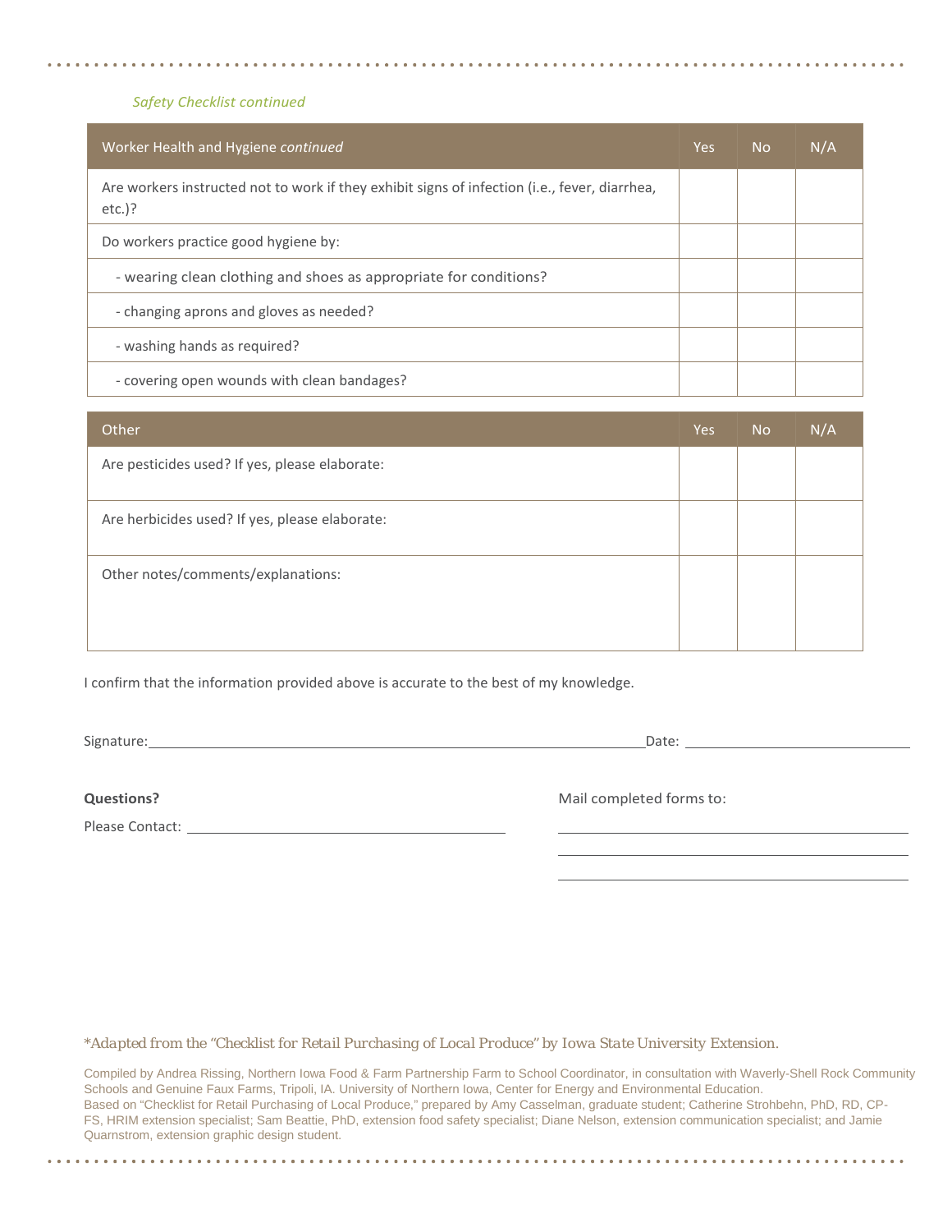*Safety Checklist continued*

| Worker Health and Hygiene *continued* | Yes | No | N/A |
|---|---|---|---|
| Are workers instructed not to work if they exhibit signs of infection (i.e., fever, diarrhea, etc.)? | | | |
| Do workers practice good hygiene by: | | | |
| - wearing clean clothing and shoes as appropriate for conditions? | | | |
| - changing aprons and gloves as needed? | | | |
| - washing hands as required? | | | |
| - covering open wounds with clean bandages? | | | |

| Other | Yes | No | N/A |
|---|---|---|---|
| Are pesticides used? If yes, please elaborate: | | | |
| Are herbicides used? If yes, please elaborate: | | | |
| Other notes/comments/explanations: | | | |

I confirm that the information provided above is accurate to the best of my knowledge.

Signature: ______________________________ Date: ______________

**Questions?**

Please Contact: ______________________________

Mail completed forms to:

______________________________

______________________________

______________________________

*\*Adapted from the "Checklist for Retail Purchasing of Local Produce" by Iowa State University Extension.*

Compiled by Andrea Rissing, Northern Iowa Food & Farm Partnership Farm to School Coordinator, in consultation with Waverly-Shell Rock Community Schools and Genuine Faux Farms, Tripoli, IA. University of Northern Iowa, Center for Energy and Environmental Education.
Based on "Checklist for Retail Purchasing of Local Produce," prepared by Amy Casselman, graduate student; Catherine Strohbehn, PhD, RD, CP-FS, HRIM extension specialist; Sam Beattie, PhD, extension food safety specialist; Diane Nelson, extension communication specialist; and Jamie Quarnstrom, extension graphic design student.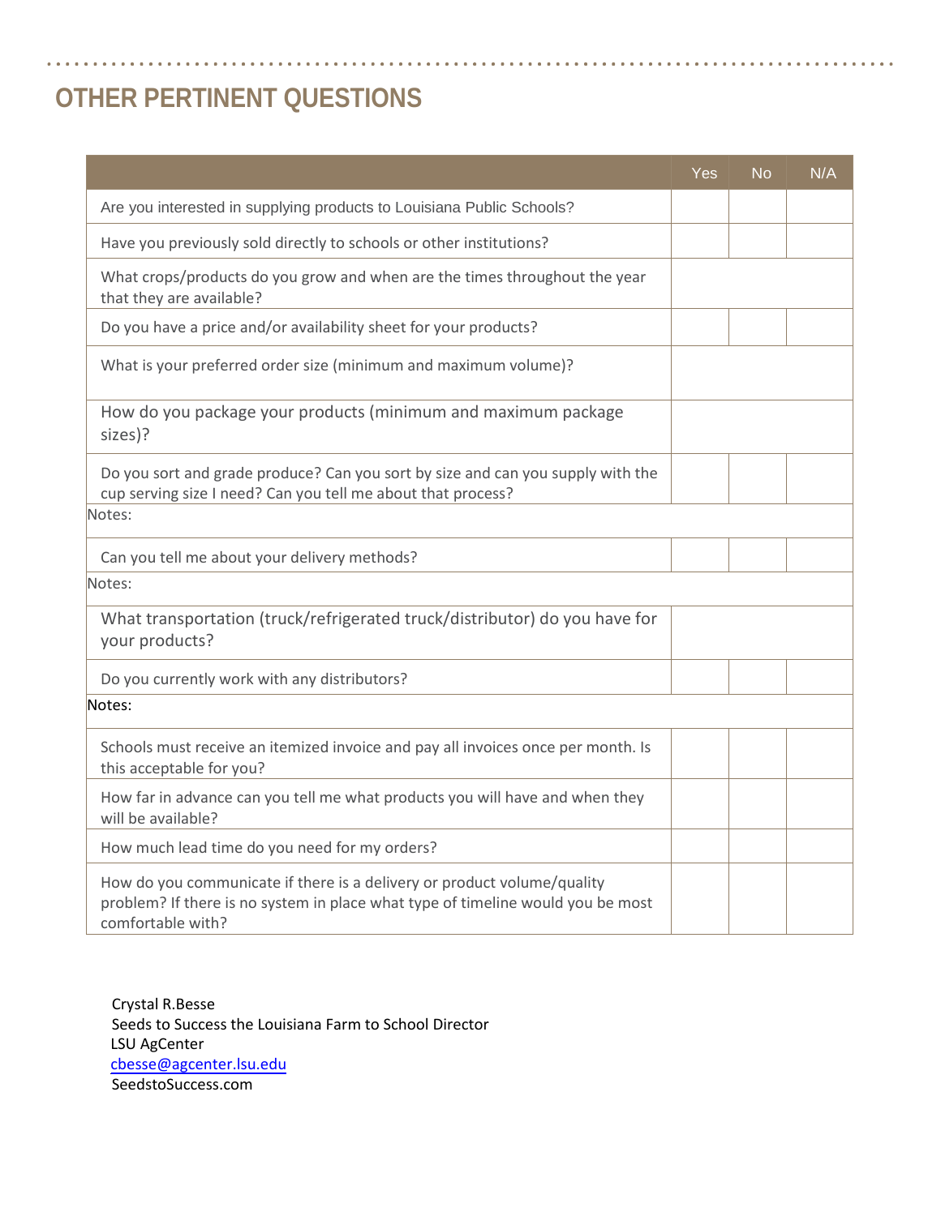## OTHER PERTINENT QUESTIONS

| | Yes | No | N/A |
|---|---|---|---|
| Are you interested in supplying products to Louisiana Public Schools? | | | |
| Have you previously sold directly to schools or other institutions? | | | |
| What crops/products do you grow and when are the times throughout the year that they are available? | | | |
| Do you have a price and/or availability sheet for your products? | | | |
| What is your preferred order size (minimum and maximum volume)? | | | |
| How do you package your products (minimum and maximum package sizes)? | | | |
| Do you sort and grade produce? Can you sort by size and can you supply with the cup serving size I need? Can you tell me about that process? | | | |
| Notes: | | | |
| Can you tell me about your delivery methods? | | | |
| Notes: | | | |
| What transportation (truck/refrigerated truck/distributor) do you have for your products? | | | |
| Do you currently work with any distributors? | | | |
| Notes: | | | |
| Schools must receive an itemized invoice and pay all invoices once per month. Is this acceptable for you? | | | |
| How far in advance can you tell me what products you will have and when they will be available? | | | |
| How much lead time do you need for my orders? | | | |
| How do you communicate if there is a delivery or product volume/quality problem? If there is no system in place what type of timeline would you be most comfortable with? | | | |

Crystal R.Besse
Seeds to Success the Louisiana Farm to School Director
LSU AgCenter
cbesse@agcenter.lsu.edu
SeedstoSuccess.com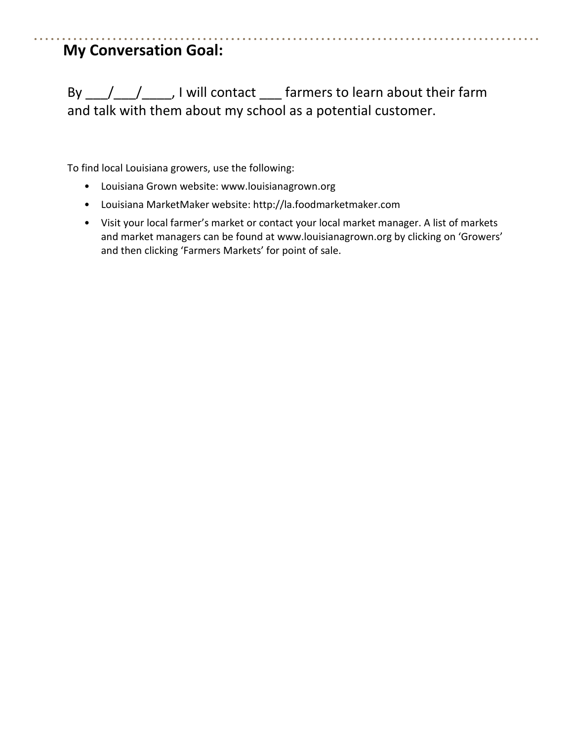## My Conversation Goal:

By ___/___/____, I will contact ___ farmers to learn about their farm and talk with them about my school as a potential customer.

To find local Louisiana growers, use the following:

- Louisiana Grown website: www.louisianagrown.org
- Louisiana MarketMaker website: http://la.foodmarketmaker.com
- Visit your local farmer's market or contact your local market manager. A list of markets and market managers can be found at www.louisianagrown.org by clicking on 'Growers' and then clicking 'Farmers Markets' for point of sale.